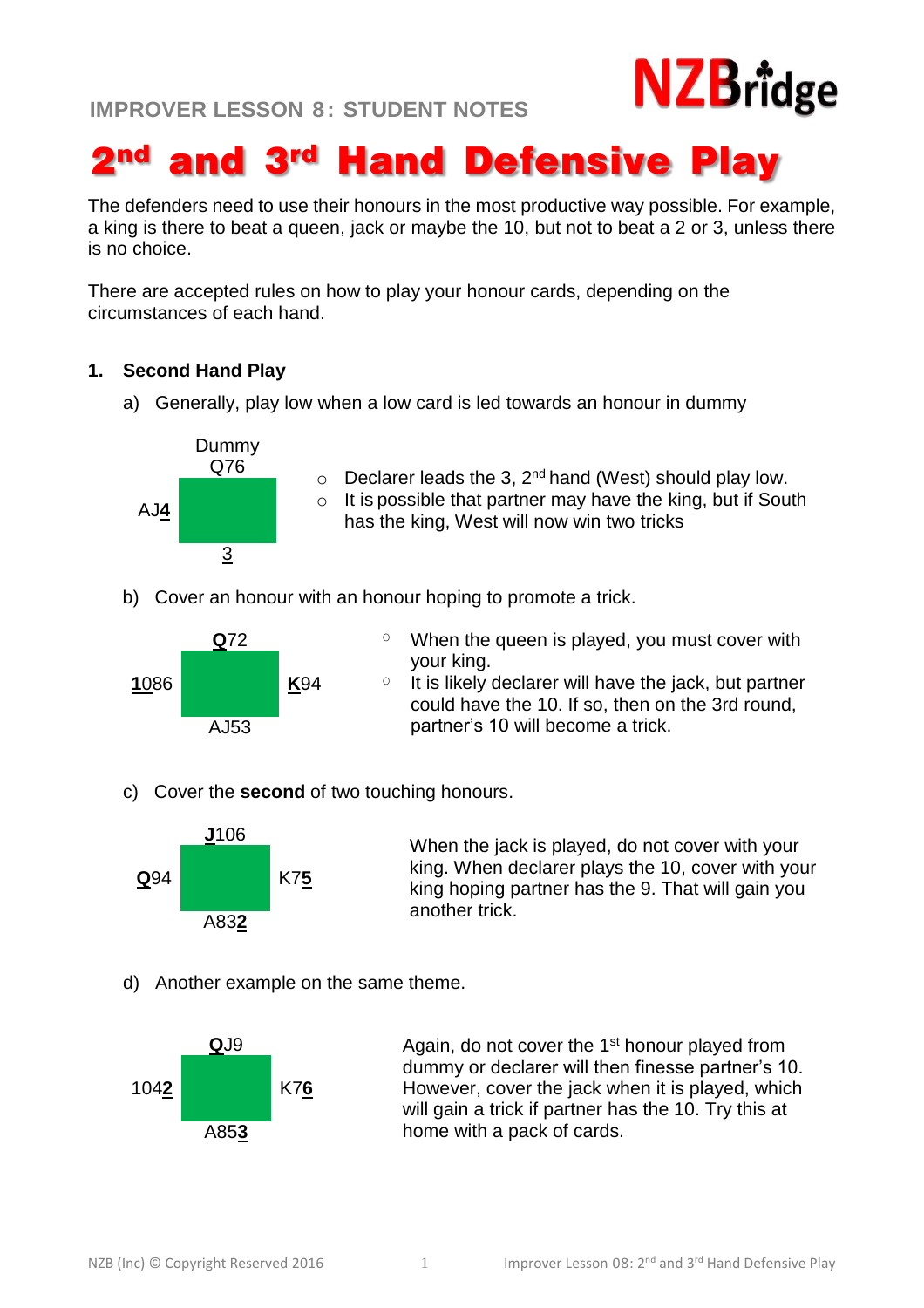IMPROVER LESSON 8: STUDENT NOTES

# 2nd and 3rd Hand Defensive Play

The defenders need to use their honours in the most productive way possible. For example, a king is there to beat a queen, jack or maybe the 10, but not to beat a 2 or 3, unless there is no choice.

There are accepted rules on how to play your honour cards, depending on the circumstances of each hand.

## 1. Second Hand Play

a) Generally, play low when a low card is led towards an honour in dummy

```
      Dummy
       Q76
AJ4
        3
```

- Declarer leads the 3, 2nd hand (West) should play low.
- It is possible that partner may have the king, but if South has the king, West will now win two tricks

b) Cover an honour with an honour hoping to promote a trick.

```
       Q72
1086          K94
       AJ53
```

- When the queen is played, you must cover with your king.
- It is likely declarer will have the jack, but partner could have the 10. If so, then on the 3rd round, partner's 10 will become a trick.

c) Cover the **second** of two touching honours.

```
       J106
Q94           K75
       A832
```

When the jack is played, do not cover with your king. When declarer plays the 10, cover with your king hoping partner has the 9. That will gain you another trick.

d) Another example on the same theme.

```
       QJ9
1042          K76
       A853
```

Again, do not cover the 1st honour played from dummy or declarer will then finesse partner's 10. However, cover the jack when it is played, which will gain a trick if partner has the 10. Try this at home with a pack of cards.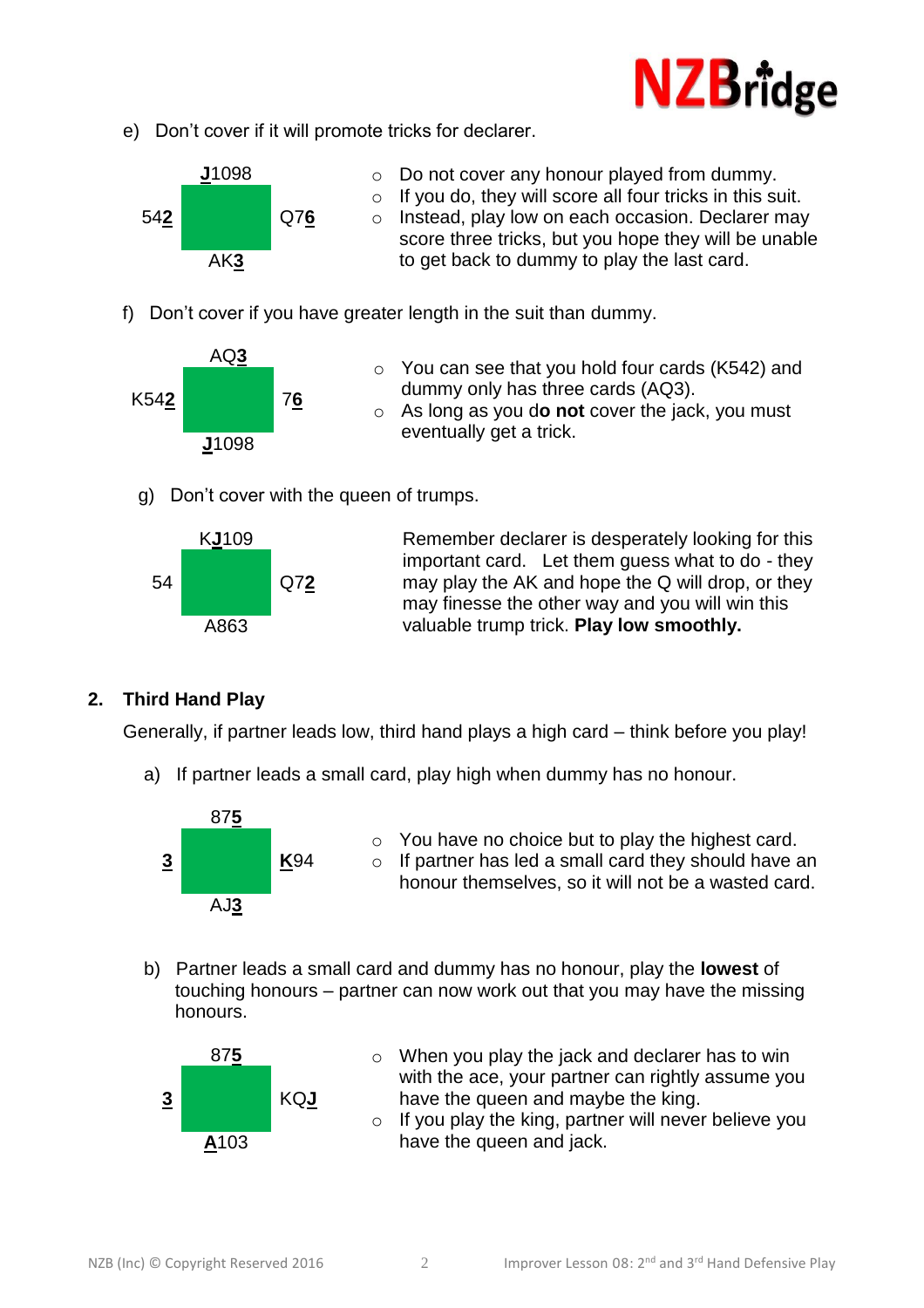e) Don't cover if it will promote tricks for declarer.

| | North | |
|---|---|---|
| West | | East |
| 54**2** | **J**1098 | Q7**6** |
| | AK**3** | |

- Do not cover any honour played from dummy.
- If you do, they will score all four tricks in this suit.
- Instead, play low on each occasion. Declarer may score three tricks, but you hope they will be unable to get back to dummy to play the last card.

f) Don't cover if you have greater length in the suit than dummy.

| | North | |
|---|---|---|
| West | | East |
| K54**2** | AQ**3** | 7**6** |
| | **J**1098 | |

- You can see that you hold four cards (K542) and dummy only has three cards (AQ3).
- As long as you d**o not** cover the jack, you must eventually get a trick.

g) Don't cover with the queen of trumps.

| | North | |
|---|---|---|
| West | | East |
| 54 | K**J**109 | Q7**2** |
| | A863 | |

Remember declarer is desperately looking for this important card. Let them guess what to do - they may play the AK and hope the Q will drop, or they may finesse the other way and you will win this valuable trump trick. **Play low smoothly.**

## 2. Third Hand Play

Generally, if partner leads low, third hand plays a high card – think before you play!

a) If partner leads a small card, play high when dummy has no honour.

| | North | |
|---|---|---|
| West | | East |
| **3** | 87**5** | **K**94 |
| | AJ**3** | |

- You have no choice but to play the highest card.
- If partner has led a small card they should have an honour themselves, so it will not be a wasted card.

b) Partner leads a small card and dummy has no honour, play the **lowest** of touching honours – partner can now work out that you may have the missing honours.

| | North | |
|---|---|---|
| West | | East |
| **3** | 87**5** | KQ**J** |
| | **A**103 | |

- When you play the jack and declarer has to win with the ace, your partner can rightly assume you have the queen and maybe the king.
- If you play the king, partner will never believe you have the queen and jack.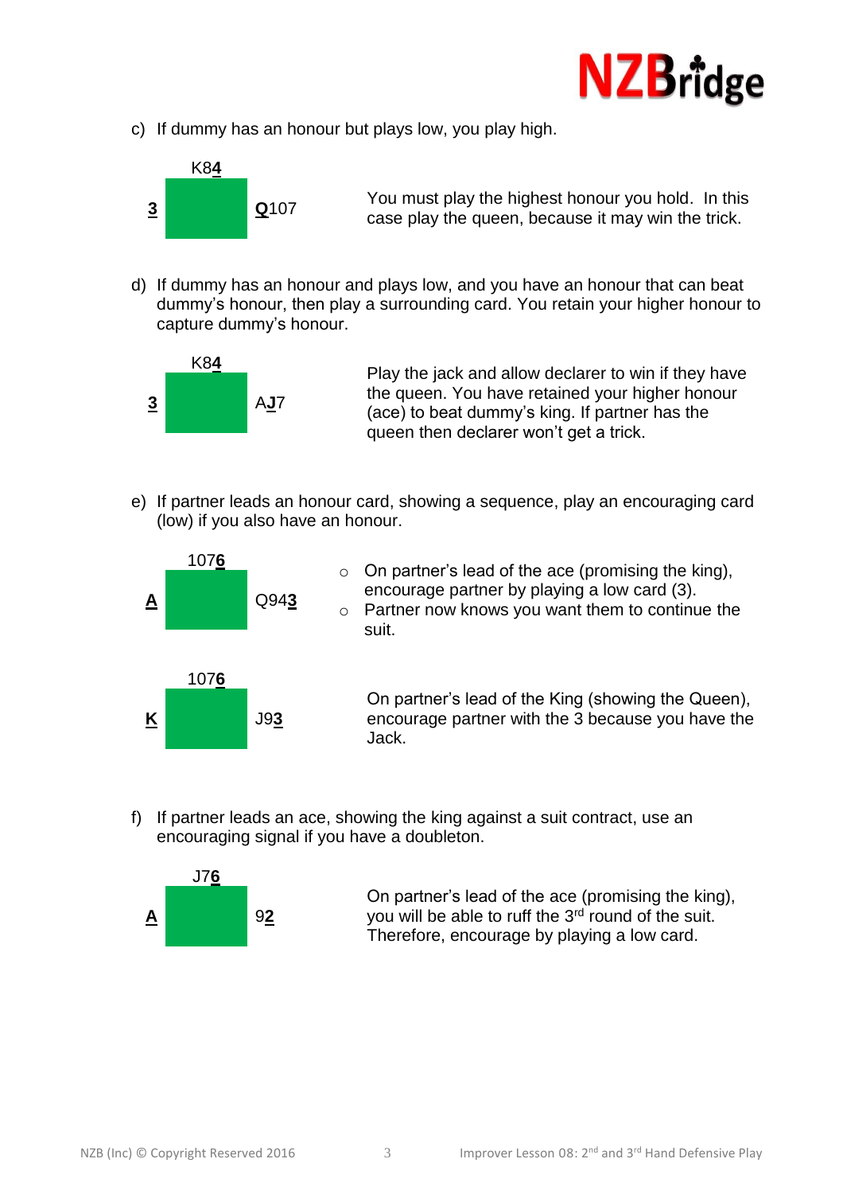c) If dummy has an honour but plays low, you play high.

K8**4**

**3** &nbsp;&nbsp;&nbsp;&nbsp;&nbsp;&nbsp; **Q**107

You must play the highest honour you hold. In this case play the queen, because it may win the trick.

d) If dummy has an honour and plays low, and you have an honour that can beat dummy's honour, then play a surrounding card. You retain your higher honour to capture dummy's honour.

K8**4**

**3** &nbsp;&nbsp;&nbsp;&nbsp;&nbsp;&nbsp; A**J**7

Play the jack and allow declarer to win if they have the queen. You have retained your higher honour (ace) to beat dummy's king. If partner has the queen then declarer won't get a trick.

e) If partner leads an honour card, showing a sequence, play an encouraging card (low) if you also have an honour.

107**6**

**A** &nbsp;&nbsp;&nbsp;&nbsp;&nbsp;&nbsp; Q94**3**

- On partner's lead of the ace (promising the king), encourage partner by playing a low card (3).
- Partner now knows you want them to continue the suit.

107**6**

**K** &nbsp;&nbsp;&nbsp;&nbsp;&nbsp;&nbsp; J9**3**

On partner's lead of the King (showing the Queen), encourage partner with the 3 because you have the Jack.

f) If partner leads an ace, showing the king against a suit contract, use an encouraging signal if you have a doubleton.

J7**6**

**A** &nbsp;&nbsp;&nbsp;&nbsp;&nbsp;&nbsp; 9**2**

On partner's lead of the ace (promising the king), you will be able to ruff the 3rd round of the suit. Therefore, encourage by playing a low card.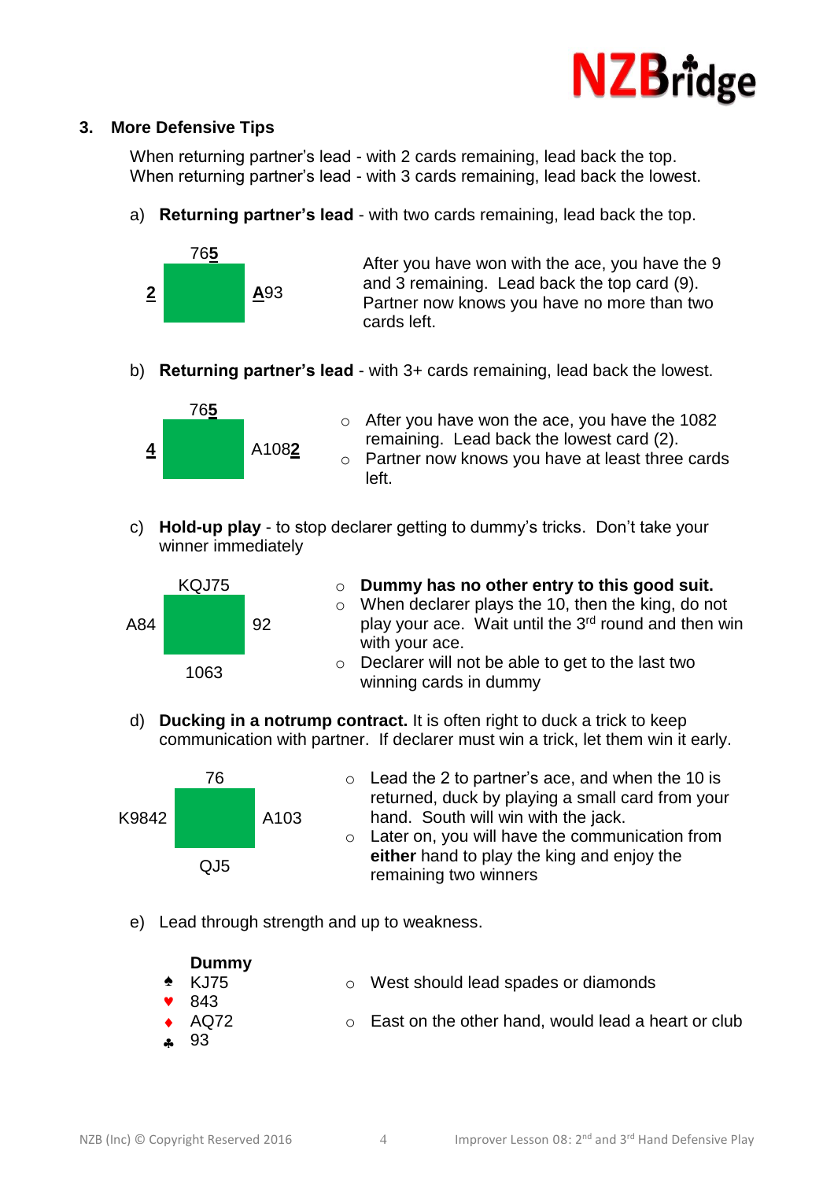## 3. More Defensive Tips

When returning partner's lead - with 2 cards remaining, lead back the top.
When returning partner's lead - with 3 cards remaining, lead back the lowest.

a) **Returning partner's lead** - with two cards remaining, lead back the top.

76**5**

**2** **A**93

After you have won with the ace, you have the 9 and 3 remaining. Lead back the top card (9). Partner now knows you have no more than two cards left.

b) **Returning partner's lead** - with 3+ cards remaining, lead back the lowest.

76**5**

**4** A108**2**

- After you have won the ace, you have the 1082 remaining. Lead back the lowest card (2).
- Partner now knows you have at least three cards left.

c) **Hold-up play** - to stop declarer getting to dummy's tricks. Don't take your winner immediately

KQJ75

A84 92

1063

- **Dummy has no other entry to this good suit.**
- When declarer plays the 10, then the king, do not play your ace. Wait until the 3rd round and then win with your ace.
- Declarer will not be able to get to the last two winning cards in dummy

d) **Ducking in a notrump contract.** It is often right to duck a trick to keep communication with partner. If declarer must win a trick, let them win it early.

76

K9842 A103

QJ5

- Lead the 2 to partner's ace, and when the 10 is returned, duck by playing a small card from your hand. South will win with the jack.
- Later on, you will have the communication from **either** hand to play the king and enjoy the remaining two winners

e) Lead through strength and up to weakness.

**Dummy**
♠ KJ75
♥ 843
♦ AQ72
♣ 93

- West should lead spades or diamonds
- East on the other hand, would lead a heart or club